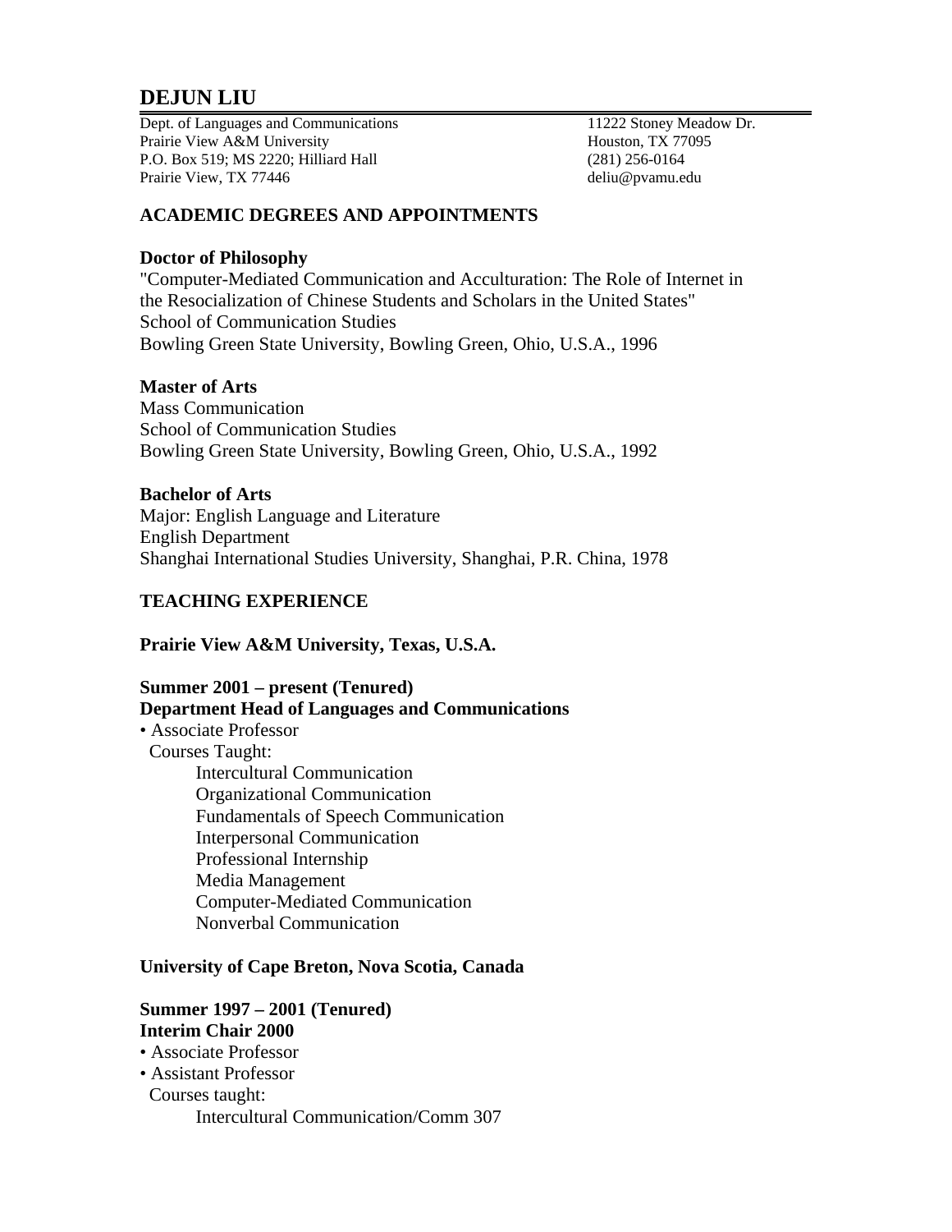# DEJUN LIU

Dept. of Languages and Communications
Prairie View A&M University
P.O. Box 519; MS 2220; Hilliard Hall
Prairie View, TX 77446

11222 Stoney Meadow Dr.
Houston, TX 77095
(281) 256-0164
deliu@pvamu.edu

## ACADEMIC DEGREES AND APPOINTMENTS

**Doctor of Philosophy**
"Computer-Mediated Communication and Acculturation: The Role of Internet in the Resocialization of Chinese Students and Scholars in the United States"
School of Communication Studies
Bowling Green State University, Bowling Green, Ohio, U.S.A., 1996

**Master of Arts**
Mass Communication
School of Communication Studies
Bowling Green State University, Bowling Green, Ohio, U.S.A., 1992

**Bachelor of Arts**
Major: English Language and Literature
English Department
Shanghai International Studies University, Shanghai, P.R. China, 1978

## TEACHING EXPERIENCE

**Prairie View A&M University, Texas, U.S.A.**

**Summer 2001 – present (Tenured)**
**Department Head of Languages and Communications**

- Associate Professor
  Courses Taught:
  - Intercultural Communication
  - Organizational Communication
  - Fundamentals of Speech Communication
  - Interpersonal Communication
  - Professional Internship
  - Media Management
  - Computer-Mediated Communication
  - Nonverbal Communication

**University of Cape Breton, Nova Scotia, Canada**

**Summer 1997 – 2001 (Tenured)**
**Interim Chair 2000**

- Associate Professor
- Assistant Professor
  Courses taught:
  - Intercultural Communication/Comm 307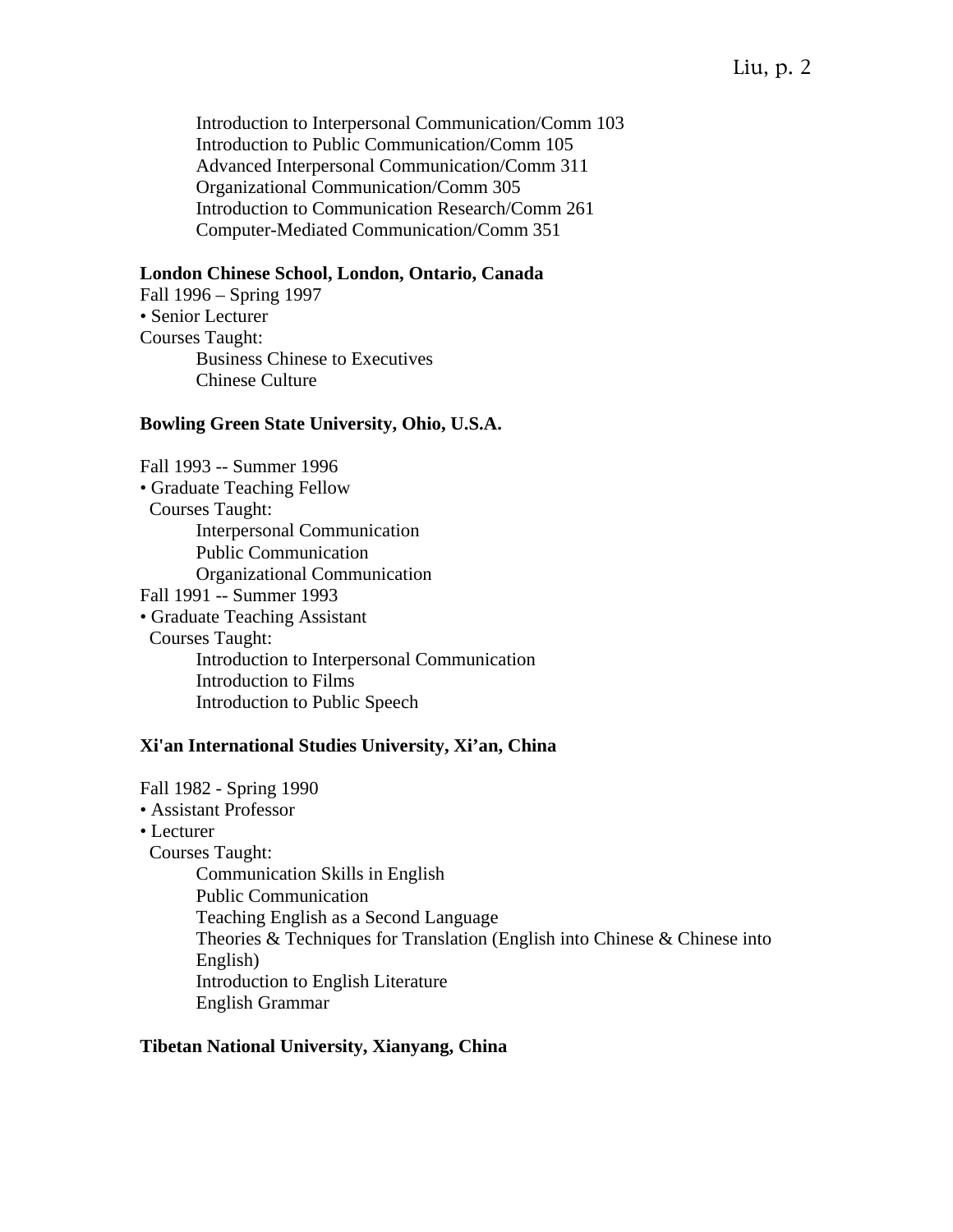Introduction to Interpersonal Communication/Comm 103
Introduction to Public Communication/Comm 105
Advanced Interpersonal Communication/Comm 311
Organizational Communication/Comm 305
Introduction to Communication Research/Comm 261
Computer-Mediated Communication/Comm 351

**London Chinese School, London, Ontario, Canada**

Fall 1996 – Spring 1997

- Senior Lecturer

Courses Taught:

Business Chinese to Executives
Chinese Culture

**Bowling Green State University, Ohio, U.S.A.**

Fall 1993 -- Summer 1996

- Graduate Teaching Fellow

Courses Taught:

Interpersonal Communication
Public Communication
Organizational Communication

Fall 1991 -- Summer 1993

- Graduate Teaching Assistant

Courses Taught:

Introduction to Interpersonal Communication
Introduction to Films
Introduction to Public Speech

**Xi'an International Studies University, Xi’an, China**

Fall 1982 - Spring 1990

- Assistant Professor
- Lecturer

Courses Taught:

Communication Skills in English
Public Communication
Teaching English as a Second Language
Theories & Techniques for Translation (English into Chinese & Chinese into English)
Introduction to English Literature
English Grammar

**Tibetan National University, Xianyang, China**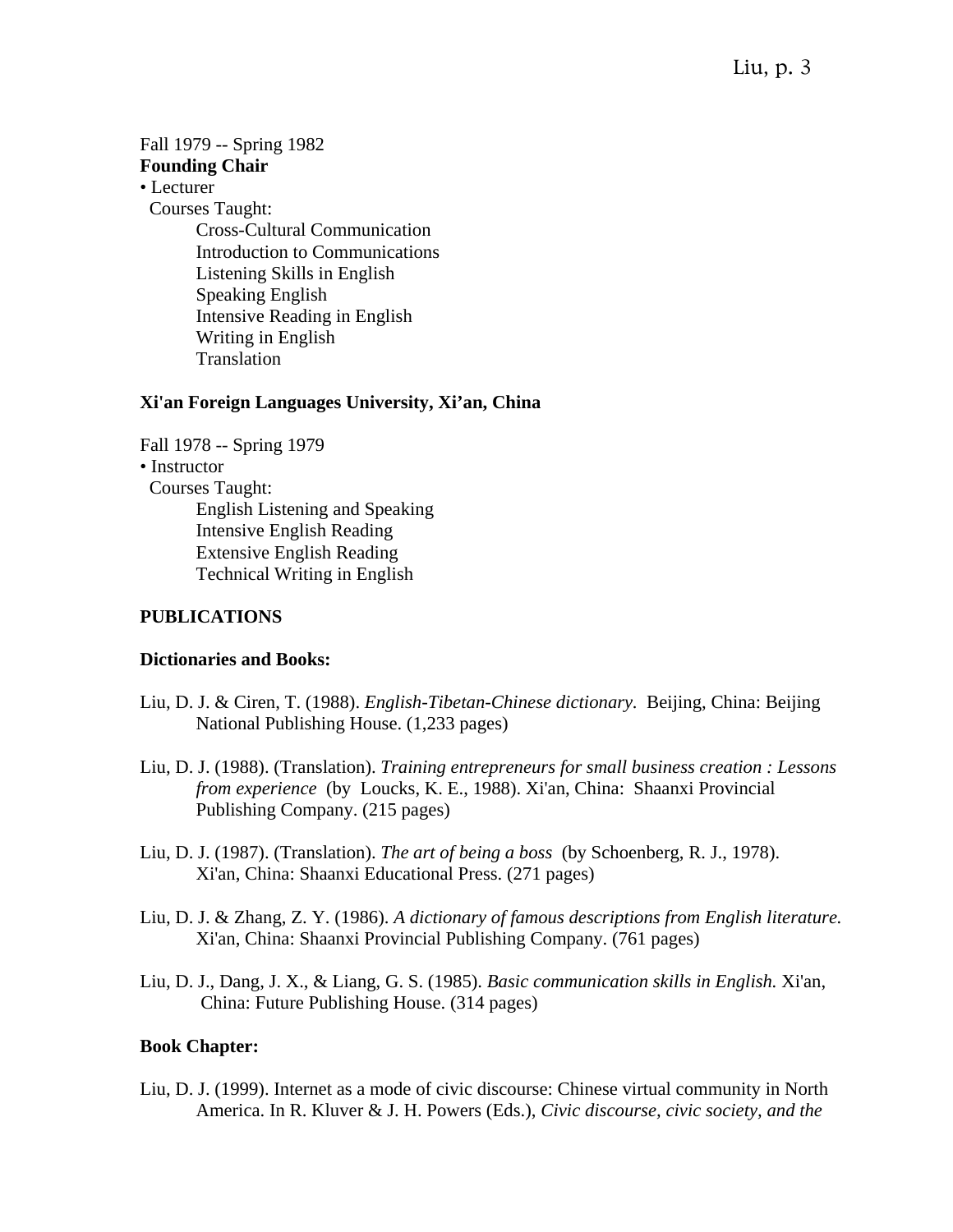Fall 1979 -- Spring 1982
**Founding Chair**
- Lecturer
  Courses Taught:
    Cross-Cultural Communication
    Introduction to Communications
    Listening Skills in English
    Speaking English
    Intensive Reading in English
    Writing in English
    Translation

**Xi'an Foreign Languages University, Xi'an, China**

Fall 1978 -- Spring 1979
- Instructor
  Courses Taught:
    English Listening and Speaking
    Intensive English Reading
    Extensive English Reading
    Technical Writing in English

## PUBLICATIONS

### Dictionaries and Books:

Liu, D. J. & Ciren, T. (1988). *English-Tibetan-Chinese dictionary.* Beijing, China: Beijing National Publishing House. (1,233 pages)

Liu, D. J. (1988). (Translation). *Training entrepreneurs for small business creation : Lessons from experience* (by Loucks, K. E., 1988). Xi'an, China: Shaanxi Provincial Publishing Company. (215 pages)

Liu, D. J. (1987). (Translation). *The art of being a boss* (by Schoenberg, R. J., 1978). Xi'an, China: Shaanxi Educational Press. (271 pages)

Liu, D. J. & Zhang, Z. Y. (1986). *A dictionary of famous descriptions from English literature.* Xi'an, China: Shaanxi Provincial Publishing Company. (761 pages)

Liu, D. J., Dang, J. X., & Liang, G. S. (1985). *Basic communication skills in English.* Xi'an, China: Future Publishing House. (314 pages)

### Book Chapter:

Liu, D. J. (1999). Internet as a mode of civic discourse: Chinese virtual community in North America. In R. Kluver & J. H. Powers (Eds.), *Civic discourse, civic society, and the*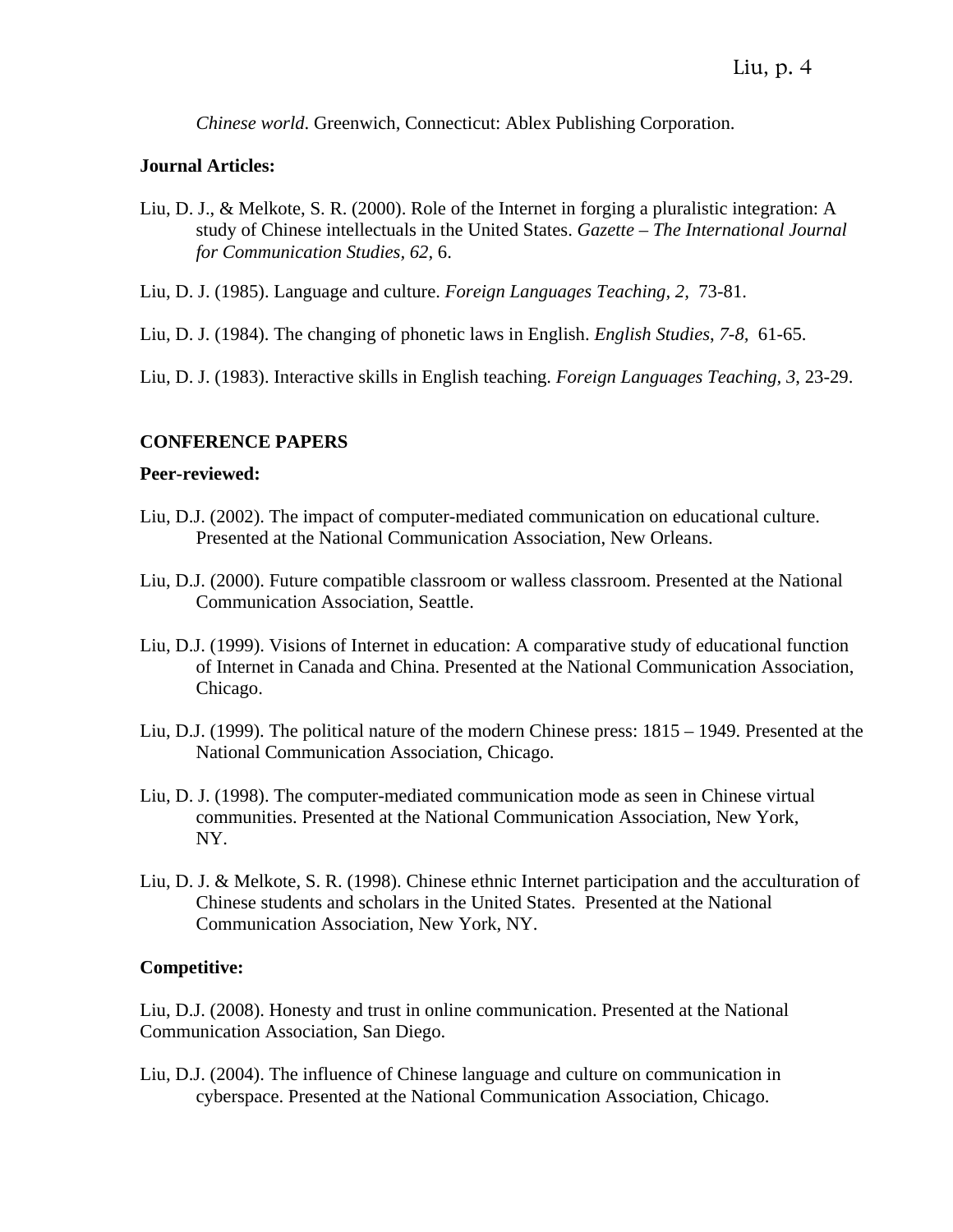*Chinese world*. Greenwich, Connecticut: Ablex Publishing Corporation.

**Journal Articles:**

Liu, D. J., & Melkote, S. R. (2000). Role of the Internet in forging a pluralistic integration: A study of Chinese intellectuals in the United States. *Gazette – The International Journal for Communication Studies, 62,* 6.

Liu, D. J. (1985). Language and culture. *Foreign Languages Teaching, 2,* 73-81.

Liu, D. J. (1984). The changing of phonetic laws in English. *English Studies*, *7-8,* 61-65.

Liu, D. J. (1983). Interactive skills in English teaching. *Foreign Languages Teaching, 3*, 23-29.

## CONFERENCE PAPERS

**Peer-reviewed:**

Liu, D.J. (2002). The impact of computer-mediated communication on educational culture. Presented at the National Communication Association, New Orleans.

Liu, D.J. (2000). Future compatible classroom or walless classroom. Presented at the National Communication Association, Seattle.

Liu, D.J. (1999). Visions of Internet in education: A comparative study of educational function of Internet in Canada and China. Presented at the National Communication Association, Chicago.

Liu, D.J. (1999). The political nature of the modern Chinese press: 1815 – 1949. Presented at the National Communication Association, Chicago.

Liu, D. J. (1998). The computer-mediated communication mode as seen in Chinese virtual communities. Presented at the National Communication Association, New York, NY.

Liu, D. J. & Melkote, S. R. (1998). Chinese ethnic Internet participation and the acculturation of Chinese students and scholars in the United States. Presented at the National Communication Association, New York, NY.

**Competitive:**

Liu, D.J. (2008). Honesty and trust in online communication. Presented at the National Communication Association, San Diego.

Liu, D.J. (2004). The influence of Chinese language and culture on communication in cyberspace. Presented at the National Communication Association, Chicago.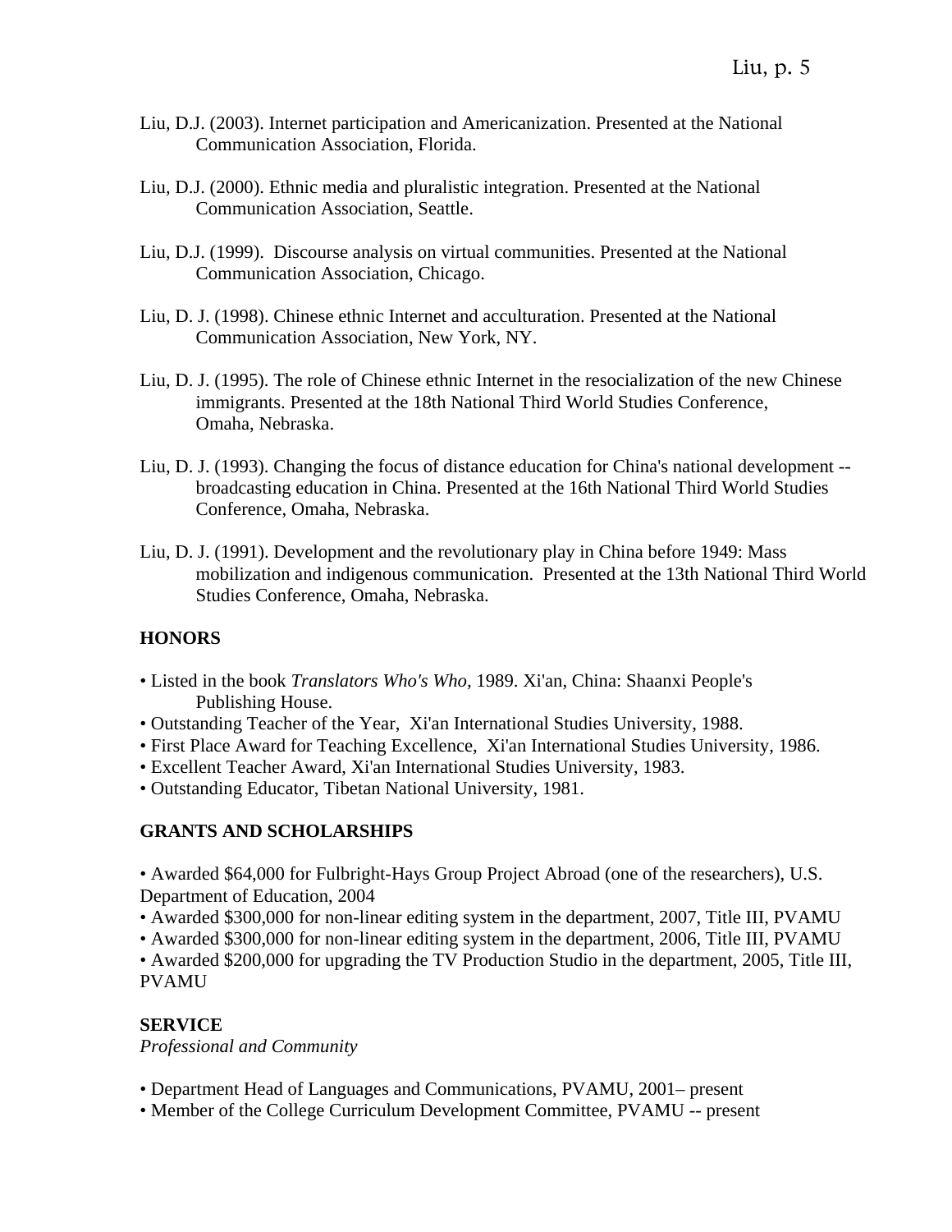Liu, D.J. (2003). Internet participation and Americanization. Presented at the National Communication Association, Florida.

Liu, D.J. (2000). Ethnic media and pluralistic integration. Presented at the National Communication Association, Seattle.

Liu, D.J. (1999). Discourse analysis on virtual communities. Presented at the National Communication Association, Chicago.

Liu, D. J. (1998). Chinese ethnic Internet and acculturation. Presented at the National Communication Association, New York, NY.

Liu, D. J. (1995). The role of Chinese ethnic Internet in the resocialization of the new Chinese immigrants. Presented at the 18th National Third World Studies Conference, Omaha, Nebraska.

Liu, D. J. (1993). Changing the focus of distance education for China's national development -- broadcasting education in China. Presented at the 16th National Third World Studies Conference, Omaha, Nebraska.

Liu, D. J. (1991). Development and the revolutionary play in China before 1949: Mass mobilization and indigenous communication. Presented at the 13th National Third World Studies Conference, Omaha, Nebraska.

**HONORS**

- Listed in the book *Translators Who's Who,* 1989. Xi'an, China: Shaanxi People's Publishing House.
- Outstanding Teacher of the Year, Xi'an International Studies University, 1988.
- First Place Award for Teaching Excellence, Xi'an International Studies University, 1986.
- Excellent Teacher Award, Xi'an International Studies University, 1983.
- Outstanding Educator, Tibetan National University, 1981.

**GRANTS AND SCHOLARSHIPS**

- Awarded $64,000 for Fulbright-Hays Group Project Abroad (one of the researchers), U.S. Department of Education, 2004
- Awarded $300,000 for non-linear editing system in the department, 2007, Title III, PVAMU
- Awarded $300,000 for non-linear editing system in the department, 2006, Title III, PVAMU
- Awarded $200,000 for upgrading the TV Production Studio in the department, 2005, Title III, PVAMU

**SERVICE**

*Professional and Community*

- Department Head of Languages and Communications, PVAMU, 2001– present
- Member of the College Curriculum Development Committee, PVAMU -- present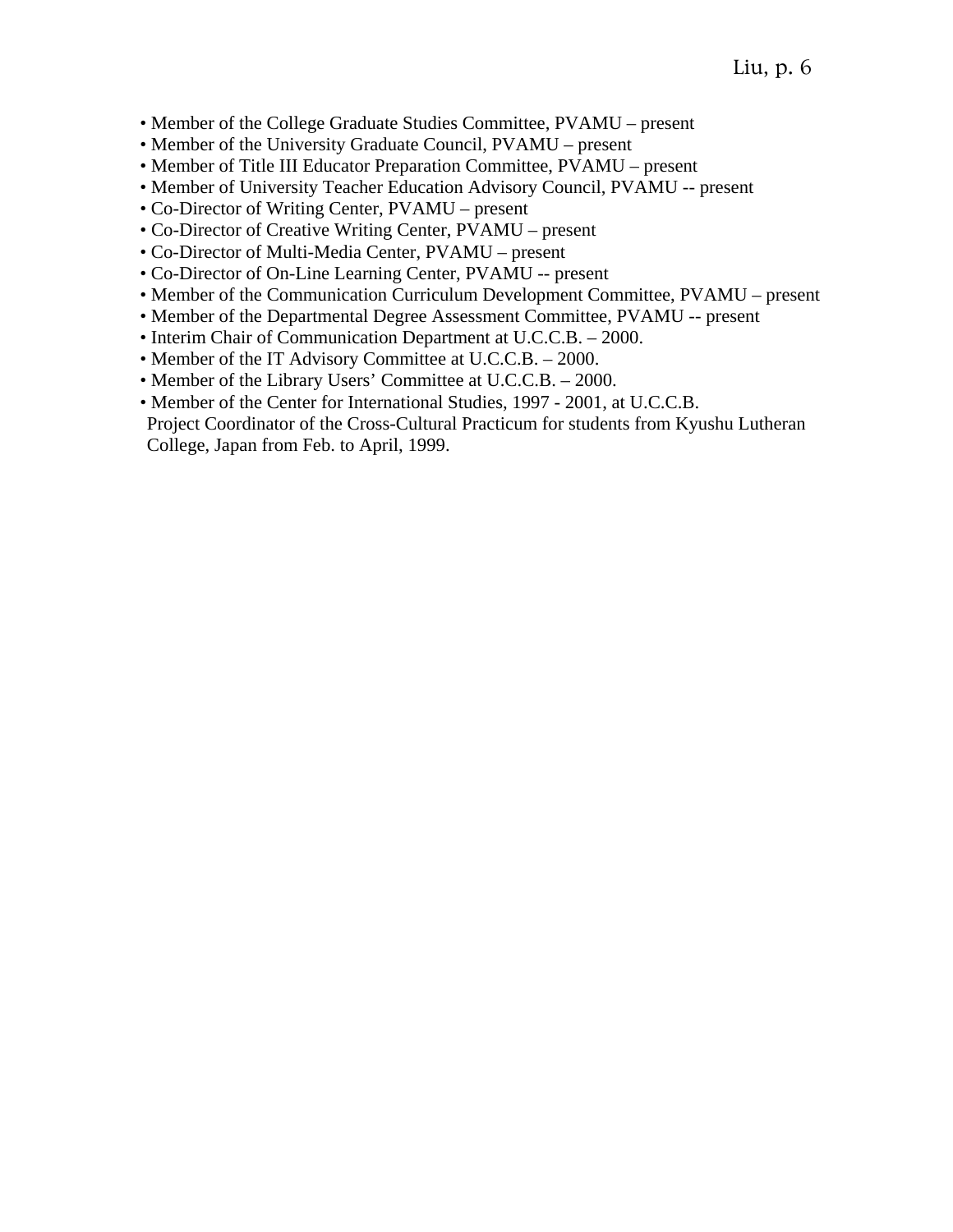- Member of the College Graduate Studies Committee, PVAMU – present
- Member of the University Graduate Council, PVAMU – present
- Member of Title III Educator Preparation Committee, PVAMU – present
- Member of University Teacher Education Advisory Council, PVAMU -- present
- Co-Director of Writing Center, PVAMU – present
- Co-Director of Creative Writing Center, PVAMU – present
- Co-Director of Multi-Media Center, PVAMU – present
- Co-Director of On-Line Learning Center, PVAMU -- present
- Member of the Communication Curriculum Development Committee, PVAMU – present
- Member of the Departmental Degree Assessment Committee, PVAMU -- present
- Interim Chair of Communication Department at U.C.C.B. – 2000.
- Member of the IT Advisory Committee at U.C.C.B. – 2000.
- Member of the Library Users' Committee at U.C.C.B. – 2000.
- Member of the Center for International Studies, 1997 - 2001, at U.C.C.B.
  Project Coordinator of the Cross-Cultural Practicum for students from Kyushu Lutheran College, Japan from Feb. to April, 1999.